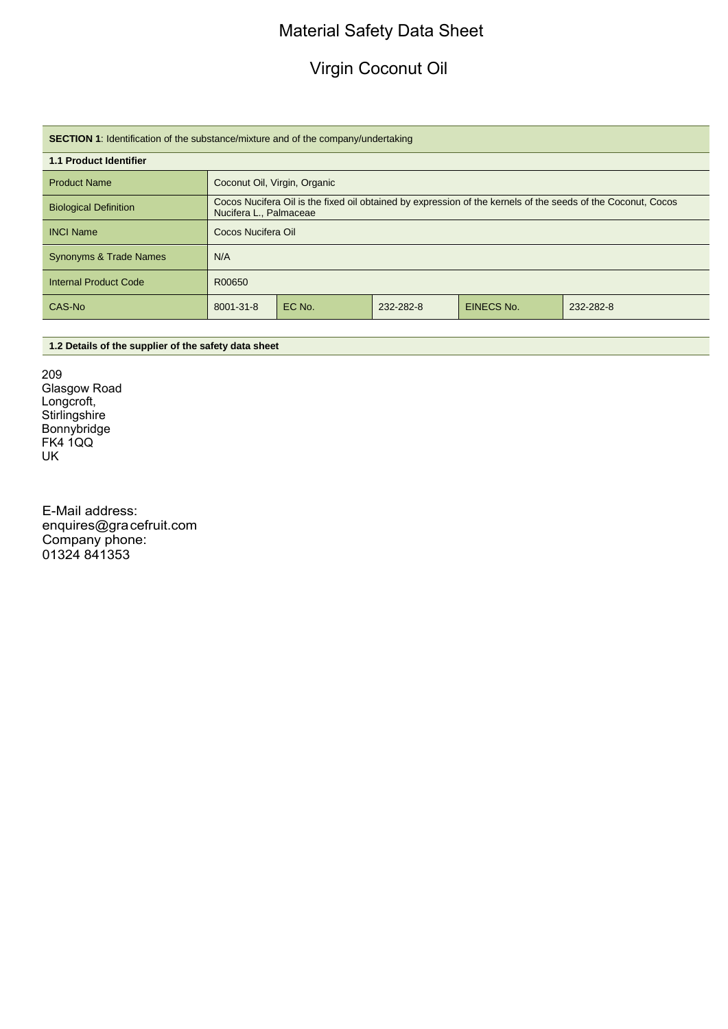# Material Safety Data Sheet

# Virgin Coconut Oil

**SECTION 1**: Identification of the substance/mixture and of the company/undertaking

**1.1 Product Identifier**

| | | | | | |
|---|---|---|---|---|---|
| Product Name | Coconut Oil, Virgin, Organic | | | | |
| Biological Definition | Cocos Nucifera Oil is the fixed oil obtained by expression of the kernels of the seeds of the Coconut, Cocos Nucifera L., Palmaceae | | | | |
| INCI Name | Cocos Nucifera Oil | | | | |
| Synonyms & Trade Names | N/A | | | | |
| Internal Product Code | R00650 | | | | |
| CAS-No | 8001-31-8 | EC No. | 232-282-8 | EINECS No. | 232-282-8 |

**1.2 Details of the supplier of the safety data sheet**

209
Glasgow Road
Longcroft,
Stirlingshire
Bonnybridge
FK4 1QQ
UK

E-Mail address:
enquires@gracefruit.com
Company phone:
01324 841353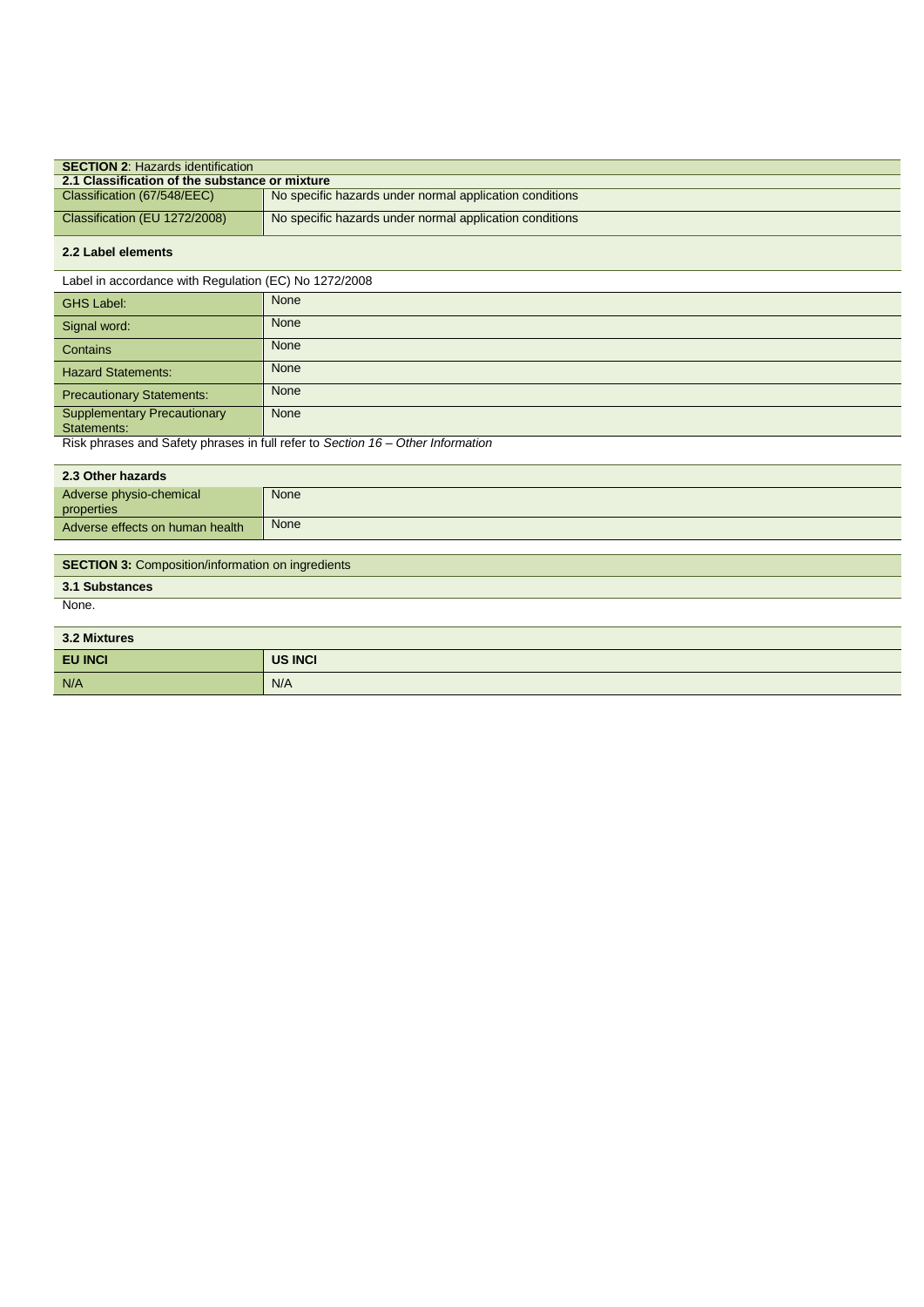## SECTION 2: Hazards identification

### 2.1 Classification of the substance or mixture

| | |
|---|---|
| Classification (67/548/EEC) | No specific hazards under normal application conditions |
| Classification (EU 1272/2008) | No specific hazards under normal application conditions |

### 2.2 Label elements

Label in accordance with Regulation (EC) No 1272/2008

| | |
|---|---|
| GHS Label: | None |
| Signal word: | None |
| Contains | None |
| Hazard Statements: | None |
| Precautionary Statements: | None |
| Supplementary Precautionary Statements: | None |

Risk phrases and Safety phrases in full refer to *Section 16 – Other Information*

### 2.3 Other hazards

| | |
|---|---|
| Adverse physio-chemical properties | None |
| Adverse effects on human health | None |

## SECTION 3: Composition/information on ingredients

### 3.1 Substances

None.

### 3.2 Mixtures

| EU INCI | US INCI |
|---|---|
| N/A | N/A |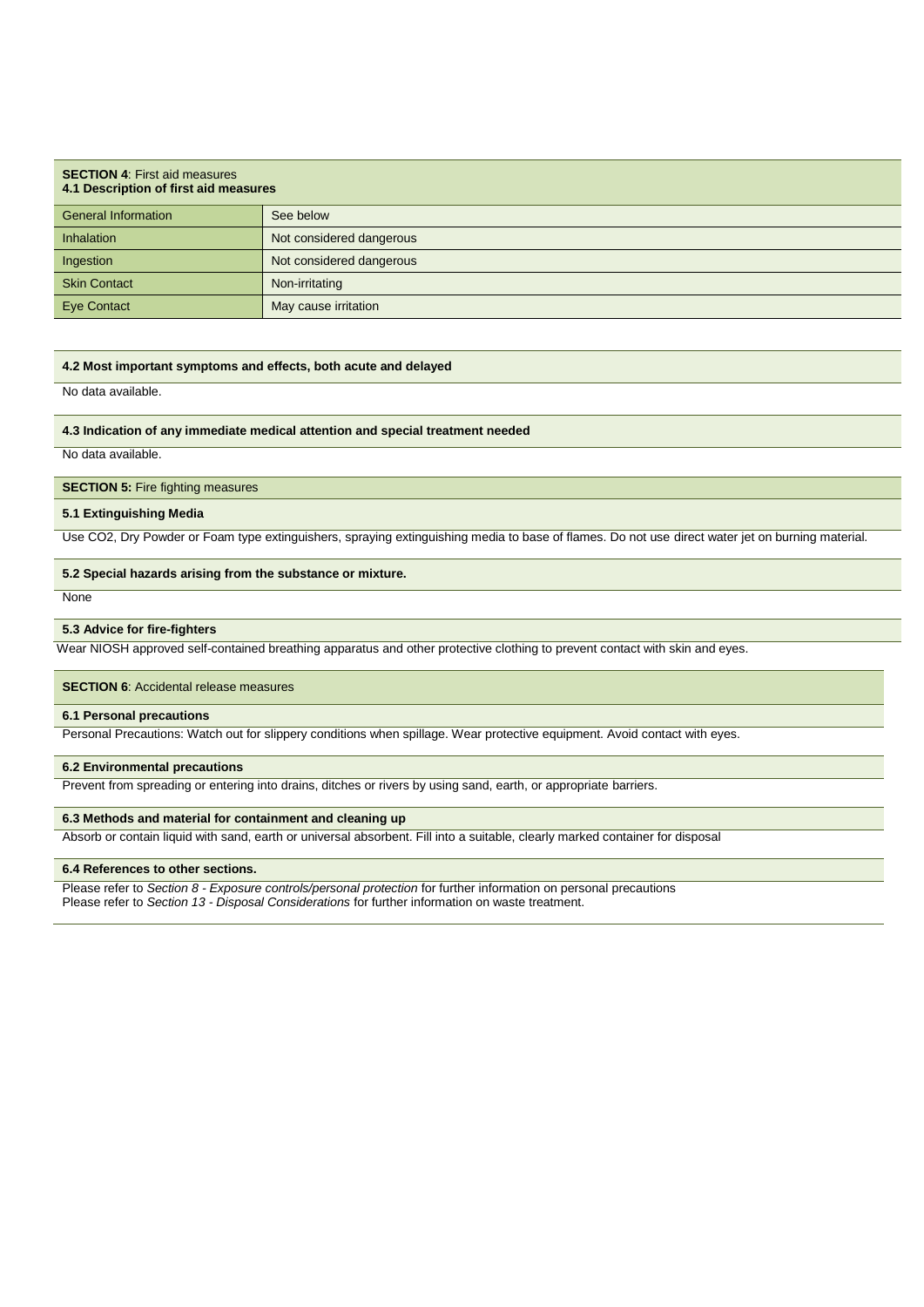## **SECTION 4**: First aid measures

### 4.1 Description of first aid measures

| General Information | See below |
|---|---|
| Inhalation | Not considered dangerous |
| Ingestion | Not considered dangerous |
| Skin Contact | Non-irritating |
| Eye Contact | May cause irritation |

### 4.2 Most important symptoms and effects, both acute and delayed

No data available.

### 4.3 Indication of any immediate medical attention and special treatment needed

No data available.

## **SECTION 5:** Fire fighting measures

### 5.1 Extinguishing Media

Use $CO_2$, Dry Powder or Foam type extinguishers, spraying extinguishing media to base of flames. Do not use direct water jet on burning material.

### 5.2 Special hazards arising from the substance or mixture.

None

### 5.3 Advice for fire-fighters

Wear NIOSH approved self-contained breathing apparatus and other protective clothing to prevent contact with skin and eyes.

## **SECTION 6**: Accidental release measures

### 6.1 Personal precautions

Personal Precautions: Watch out for slippery conditions when spillage. Wear protective equipment. Avoid contact with eyes.

### 6.2 Environmental precautions

Prevent from spreading or entering into drains, ditches or rivers by using sand, earth, or appropriate barriers.

### 6.3 Methods and material for containment and cleaning up

Absorb or contain liquid with sand, earth or universal absorbent. Fill into a suitable, clearly marked container for disposal

### 6.4 References to other sections.

Please refer to *Section 8 - Exposure controls/personal protection* for further information on personal precautions
Please refer to *Section 13 - Disposal Considerations* for further information on waste treatment.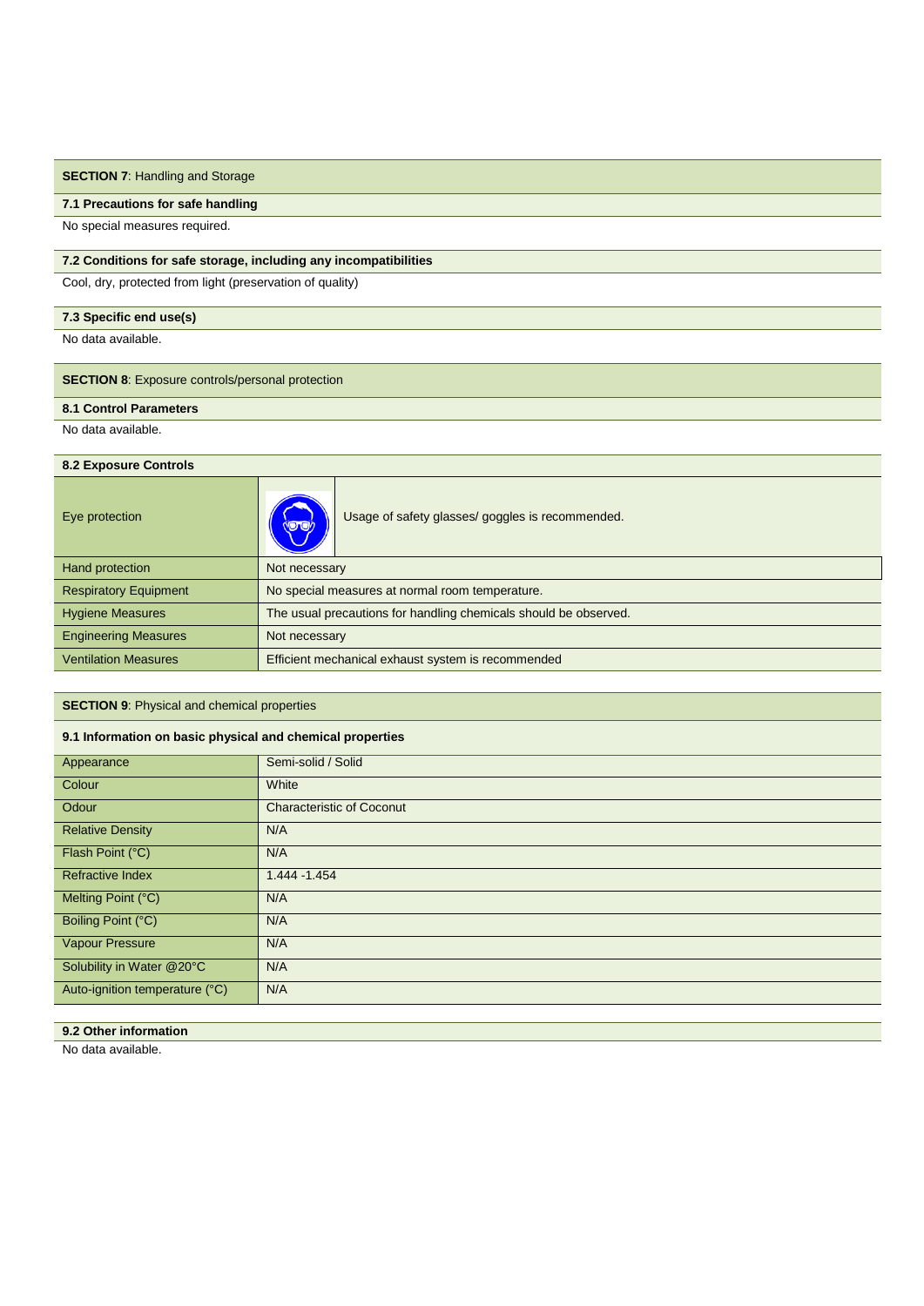## SECTION 7: Handling and Storage

### 7.1 Precautions for safe handling

No special measures required.

### 7.2 Conditions for safe storage, including any incompatibilities

Cool, dry, protected from light (preservation of quality)

### 7.3 Specific end use(s)

No data available.

## SECTION 8: Exposure controls/personal protection

### 8.1 Control Parameters

No data available.

### 8.2 Exposure Controls

| | |
|---|---|
| Eye protection | Usage of safety glasses/ goggles is recommended. |
| Hand protection | Not necessary |
| Respiratory Equipment | No special measures at normal room temperature. |
| Hygiene Measures | The usual precautions for handling chemicals should be observed. |
| Engineering Measures | Not necessary |
| Ventilation Measures | Efficient mechanical exhaust system is recommended |

## SECTION 9: Physical and chemical properties

### 9.1 Information on basic physical and chemical properties

| | |
|---|---|
| Appearance | Semi-solid / Solid |
| Colour | White |
| Odour | Characteristic of Coconut |
| Relative Density | N/A |
| Flash Point (°C) | N/A |
| Refractive Index | 1.444 -1.454 |
| Melting Point (°C) | N/A |
| Boiling Point (°C) | N/A |
| Vapour Pressure | N/A |
| Solubility in Water @20°C | N/A |
| Auto-ignition temperature (°C) | N/A |

### 9.2 Other information

No data available.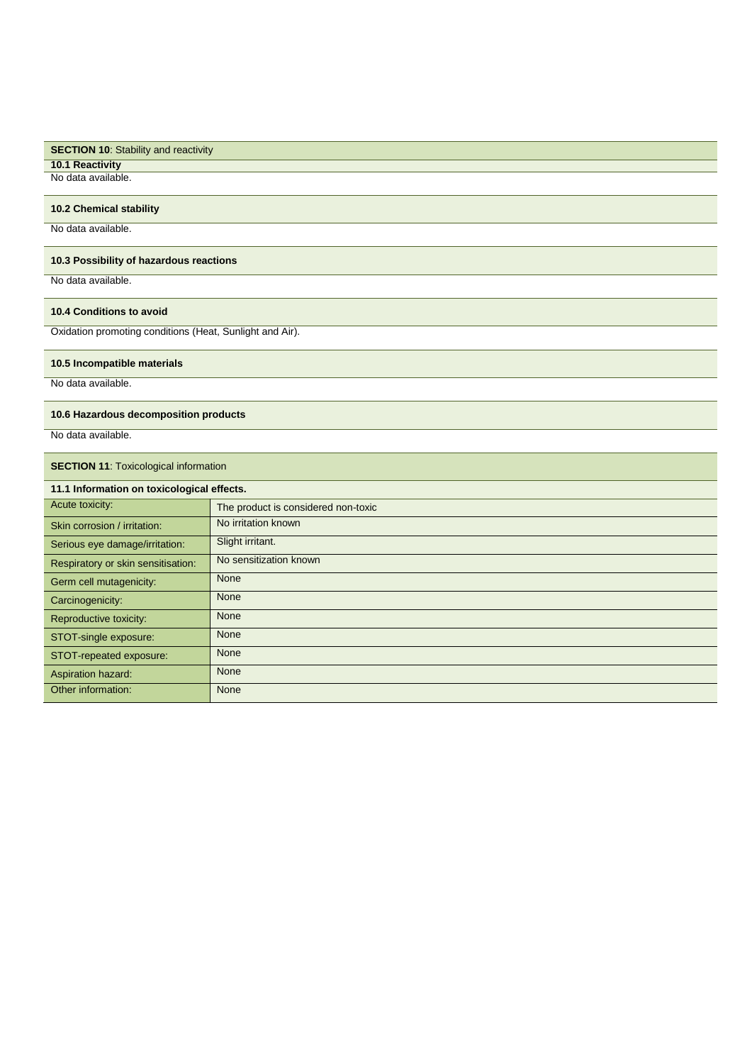## **SECTION 10**: Stability and reactivity

### 10.1 Reactivity

No data available.

### 10.2 Chemical stability

No data available.

### 10.3 Possibility of hazardous reactions

No data available.

### 10.4 Conditions to avoid

Oxidation promoting conditions (Heat, Sunlight and Air).

### 10.5 Incompatible materials

No data available.

### 10.6 Hazardous decomposition products

No data available.

## **SECTION 11**: Toxicological information

### 11.1 Information on toxicological effects.

| | |
|---|---|
| Acute toxicity: | The product is considered non-toxic |
| Skin corrosion / irritation: | No irritation known |
| Serious eye damage/irritation: | Slight irritant. |
| Respiratory or skin sensitisation: | No sensitization known |
| Germ cell mutagenicity: | None |
| Carcinogenicity: | None |
| Reproductive toxicity: | None |
| STOT-single exposure: | None |
| STOT-repeated exposure: | None |
| Aspiration hazard: | None |
| Other information: | None |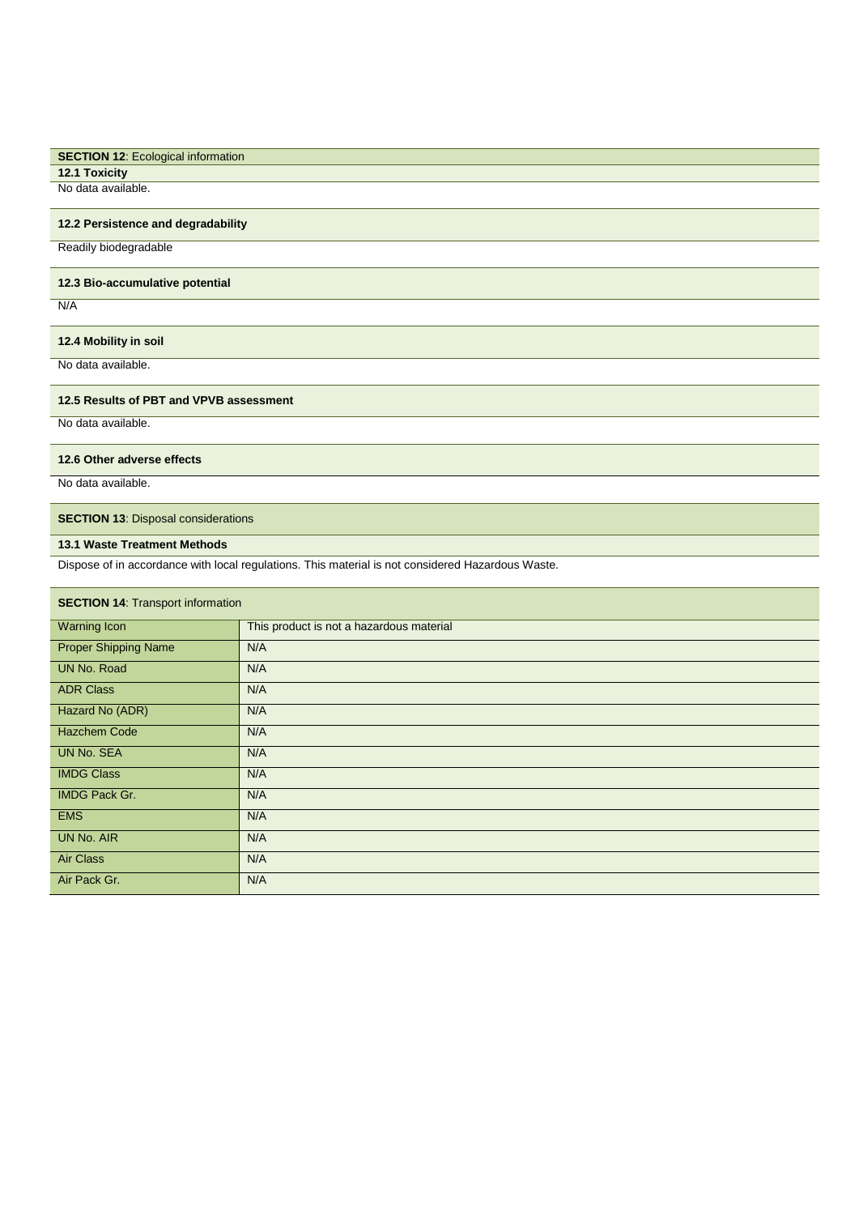## **SECTION 12**: Ecological information

### 12.1 Toxicity

No data available.

### 12.2 Persistence and degradability

Readily biodegradable

### 12.3 Bio-accumulative potential

N/A

### 12.4 Mobility in soil

No data available.

### 12.5 Results of PBT and VPVB assessment

No data available.

### 12.6 Other adverse effects

No data available.

## **SECTION 13**: Disposal considerations

### 13.1 Waste Treatment Methods

Dispose of in accordance with local regulations. This material is not considered Hazardous Waste.

## **SECTION 14**: Transport information

| | |
|---|---|
| Warning Icon | This product is not a hazardous material |
| Proper Shipping Name | N/A |
| UN No. Road | N/A |
| ADR Class | N/A |
| Hazard No (ADR) | N/A |
| Hazchem Code | N/A |
| UN No. SEA | N/A |
| IMDG Class | N/A |
| IMDG Pack Gr. | N/A |
| EMS | N/A |
| UN No. AIR | N/A |
| Air Class | N/A |
| Air Pack Gr. | N/A |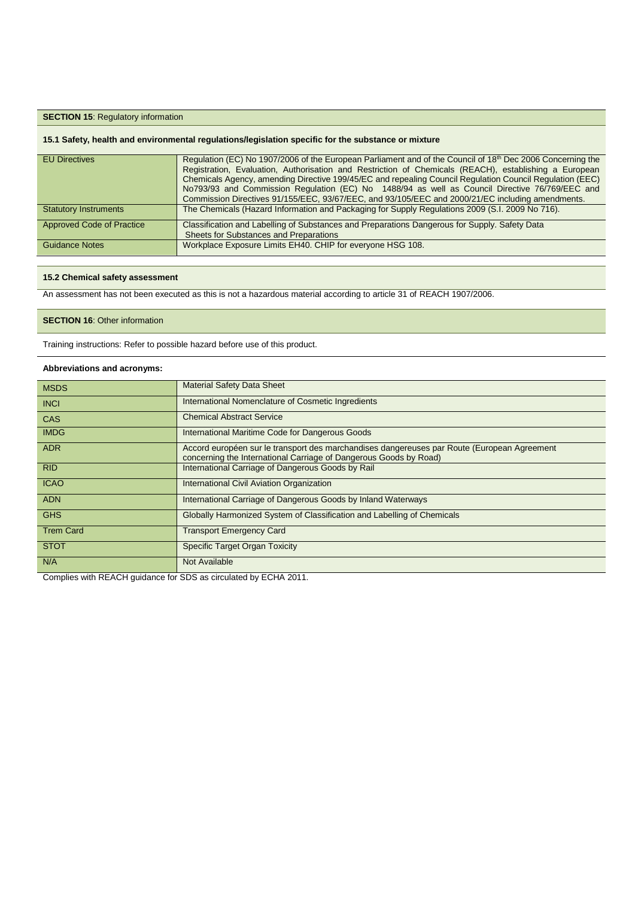**SECTION 15**: Regulatory information

**15.1 Safety, health and environmental regulations/legislation specific for the substance or mixture**

| | |
|---|---|
| EU Directives | Regulation (EC) No 1907/2006 of the European Parliament and of the Council of 18th Dec 2006 Concerning the Registration, Evaluation, Authorisation and Restriction of Chemicals (REACH), establishing a European Chemicals Agency, amending Directive 199/45/EC and repealing Council Regulation Council Regulation (EEC) No793/93 and Commission Regulation (EC) No 1488/94 as well as Council Directive 76/769/EEC and Commission Directives 91/155/EEC, 93/67/EEC, and 93/105/EEC and 2000/21/EC including amendments. |
| Statutory Instruments | The Chemicals (Hazard Information and Packaging for Supply Regulations 2009 (S.I. 2009 No 716). |
| Approved Code of Practice | Classification and Labelling of Substances and Preparations Dangerous for Supply. Safety Data Sheets for Substances and Preparations |
| Guidance Notes | Workplace Exposure Limits EH40. CHIP for everyone HSG 108. |

**15.2 Chemical safety assessment**

An assessment has not been executed as this is not a hazardous material according to article 31 of REACH 1907/2006.

**SECTION 16**: Other information

Training instructions: Refer to possible hazard before use of this product.

**Abbreviations and acronyms:**

| | |
|---|---|
| MSDS | Material Safety Data Sheet |
| INCI | International Nomenclature of Cosmetic Ingredients |
| CAS | Chemical Abstract Service |
| IMDG | International Maritime Code for Dangerous Goods |
| ADR | Accord européen sur le transport des marchandises dangereuses par Route (European Agreement concerning the International Carriage of Dangerous Goods by Road) |
| RID | International Carriage of Dangerous Goods by Rail |
| ICAO | International Civil Aviation Organization |
| ADN | International Carriage of Dangerous Goods by Inland Waterways |
| GHS | Globally Harmonized System of Classification and Labelling of Chemicals |
| Trem Card | Transport Emergency Card |
| STOT | Specific Target Organ Toxicity |
| N/A | Not Available |

Complies with REACH guidance for SDS as circulated by ECHA 2011.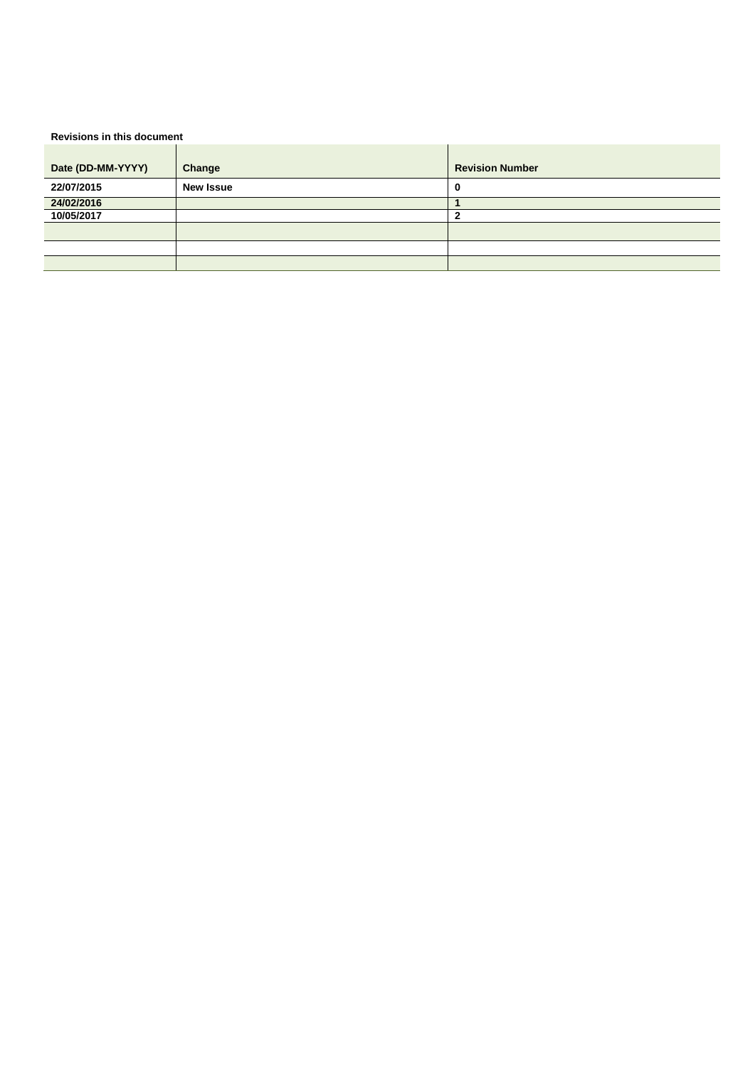**Revisions in this document**

| Date (DD-MM-YYYY) | Change | Revision Number |
|---|---|---|
| 22/07/2015 | New Issue | 0 |
| 24/02/2016 | | 1 |
| 10/05/2017 | | 2 |
| | | |
| | | |
| | | |